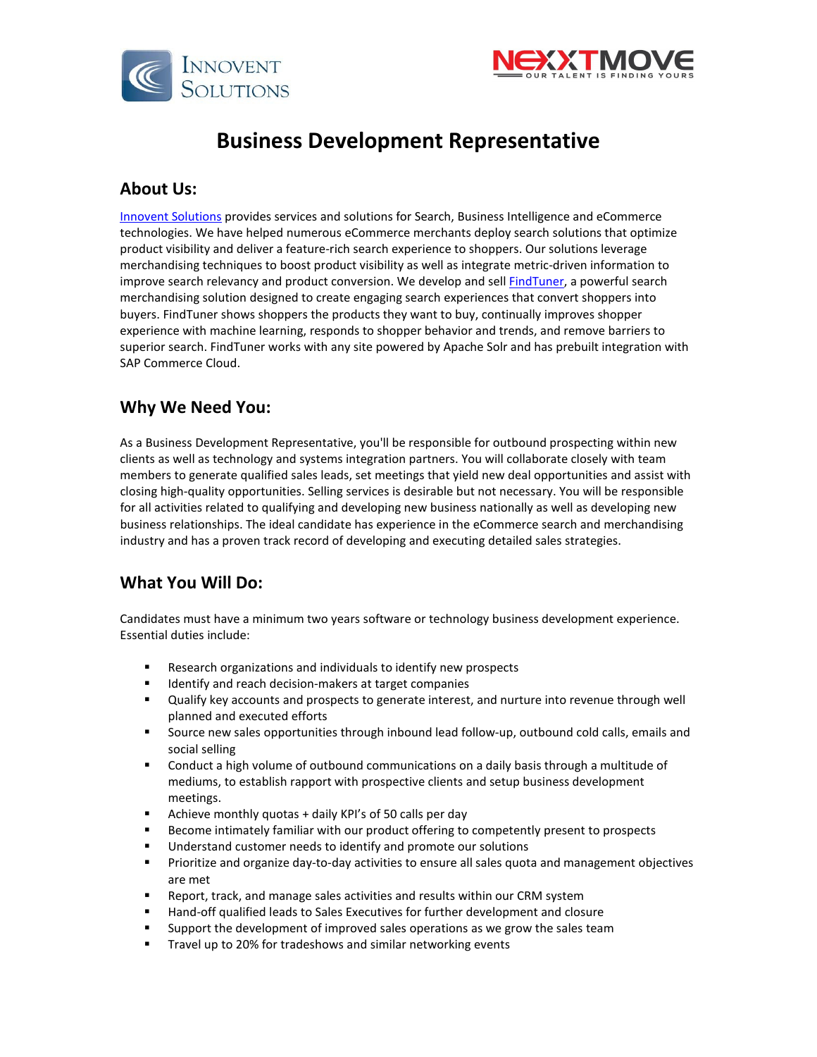# Business Development Representative

## About Us:

Innovent Solutions provides services and solutions for Search, Business Intelligence and eCommerce technologies. We have helped numerous eCommerce merchants deploy search solutions that optimize product visibility and deliver a feature-rich search experience to shoppers. Our solutions leverage merchandising techniques to boost product visibility as well as integrate metric-driven information to improve search relevancy and product conversion. We develop and sell FindTuner, a powerful search merchandising solution designed to create engaging search experiences that convert shoppers into buyers. FindTuner shows shoppers the products they want to buy, continually improves shopper experience with machine learning, responds to shopper behavior and trends, and remove barriers to superior search. FindTuner works with any site powered by Apache Solr and has prebuilt integration with SAP Commerce Cloud.

## Why We Need You:

As a Business Development Representative, you'll be responsible for outbound prospecting within new clients as well as technology and systems integration partners. You will collaborate closely with team members to generate qualified sales leads, set meetings that yield new deal opportunities and assist with closing high-quality opportunities. Selling services is desirable but not necessary. You will be responsible for all activities related to qualifying and developing new business nationally as well as developing new business relationships. The ideal candidate has experience in the eCommerce search and merchandising industry and has a proven track record of developing and executing detailed sales strategies.

## What You Will Do:

Candidates must have a minimum two years software or technology business development experience. Essential duties include:

- Research organizations and individuals to identify new prospects
- Identify and reach decision-makers at target companies
- Qualify key accounts and prospects to generate interest, and nurture into revenue through well planned and executed efforts
- Source new sales opportunities through inbound lead follow-up, outbound cold calls, emails and social selling
- Conduct a high volume of outbound communications on a daily basis through a multitude of mediums, to establish rapport with prospective clients and setup business development meetings.
- Achieve monthly quotas + daily KPI's of 50 calls per day
- Become intimately familiar with our product offering to competently present to prospects
- Understand customer needs to identify and promote our solutions
- Prioritize and organize day-to-day activities to ensure all sales quota and management objectives are met
- Report, track, and manage sales activities and results within our CRM system
- Hand-off qualified leads to Sales Executives for further development and closure
- Support the development of improved sales operations as we grow the sales team
- Travel up to 20% for tradeshows and similar networking events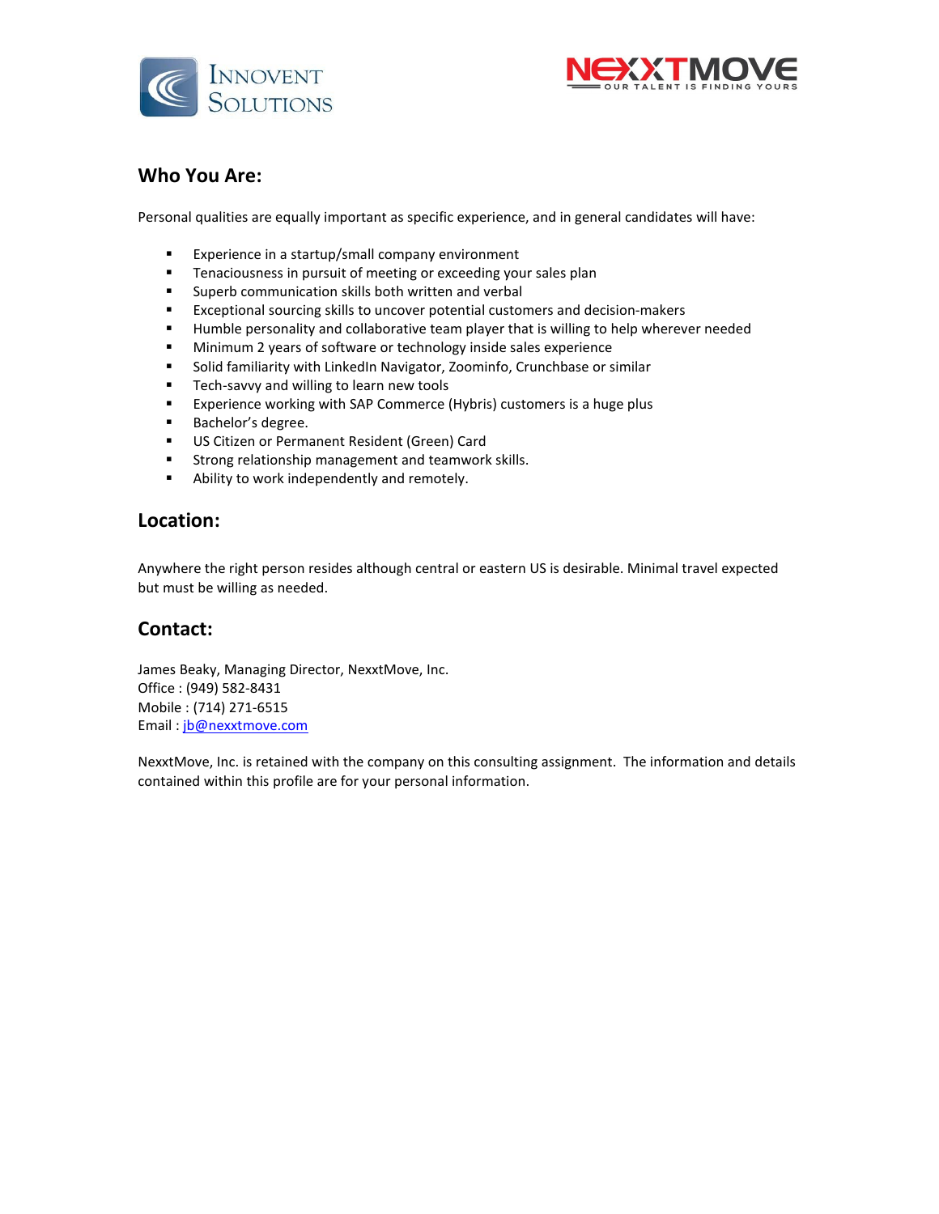## Who You Are:

Personal qualities are equally important as specific experience, and in general candidates will have:

- Experience in a startup/small company environment
- Tenaciousness in pursuit of meeting or exceeding your sales plan
- Superb communication skills both written and verbal
- Exceptional sourcing skills to uncover potential customers and decision-makers
- Humble personality and collaborative team player that is willing to help wherever needed
- Minimum 2 years of software or technology inside sales experience
- Solid familiarity with LinkedIn Navigator, Zoominfo, Crunchbase or similar
- Tech-savvy and willing to learn new tools
- Experience working with SAP Commerce (Hybris) customers is a huge plus
- Bachelor's degree.
- US Citizen or Permanent Resident (Green) Card
- Strong relationship management and teamwork skills.
- Ability to work independently and remotely.

## Location:

Anywhere the right person resides although central or eastern US is desirable. Minimal travel expected but must be willing as needed.

## Contact:

James Beaky, Managing Director, NexxtMove, Inc.
Office : (949) 582-8431
Mobile : (714) 271-6515
Email : jb@nexxtmove.com

NexxtMove, Inc. is retained with the company on this consulting assignment. The information and details contained within this profile are for your personal information.